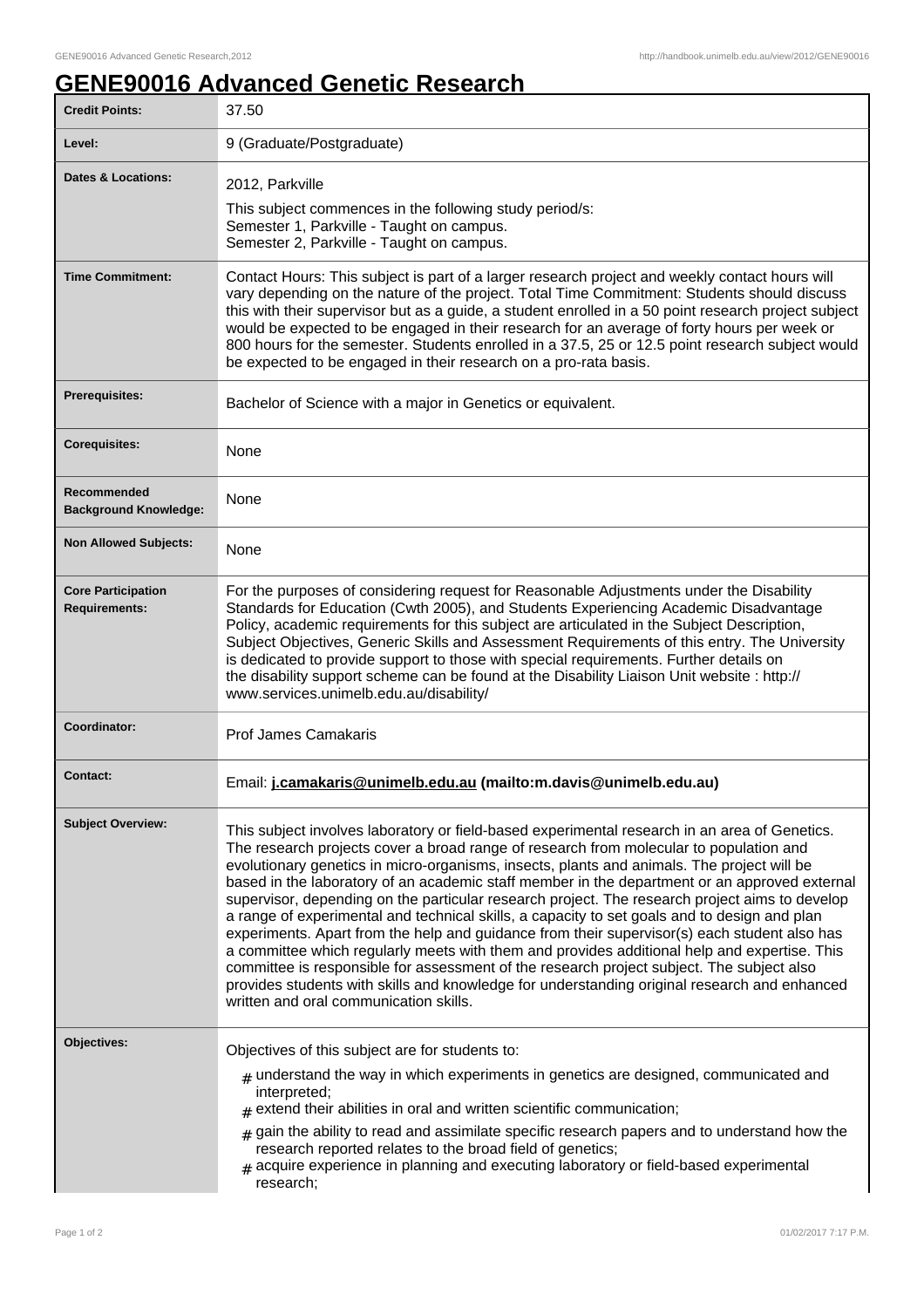# GENE90016 Advanced Genetic Research

| | |
|---|---|
| **Credit Points:** | 37.50 |
| **Level:** | 9 (Graduate/Postgraduate) |
| **Dates & Locations:** | 2012, Parkville<br>This subject commences in the following study period/s:<br>Semester 1, Parkville - Taught on campus.<br>Semester 2, Parkville - Taught on campus. |
| **Time Commitment:** | Contact Hours: This subject is part of a larger research project and weekly contact hours will vary depending on the nature of the project. Total Time Commitment: Students should discuss this with their supervisor but as a guide, a student enrolled in a 50 point research project subject would be expected to be engaged in their research for an average of forty hours per week or 800 hours for the semester. Students enrolled in a 37.5, 25 or 12.5 point research subject would be expected to be engaged in their research on a pro-rata basis. |
| **Prerequisites:** | Bachelor of Science with a major in Genetics or equivalent. |
| **Corequisites:** | None |
| **Recommended Background Knowledge:** | None |
| **Non Allowed Subjects:** | None |
| **Core Participation Requirements:** | For the purposes of considering request for Reasonable Adjustments under the Disability Standards for Education (Cwth 2005), and Students Experiencing Academic Disadvantage Policy, academic requirements for this subject are articulated in the Subject Description, Subject Objectives, Generic Skills and Assessment Requirements of this entry. The University is dedicated to provide support to those with special requirements. Further details on the disability support scheme can be found at the Disability Liaison Unit website : http://www.services.unimelb.edu.au/disability/ |
| **Coordinator:** | Prof James Camakaris |
| **Contact:** | Email: **j.camakaris@unimelb.edu.au (mailto:m.davis@unimelb.edu.au)** |
| **Subject Overview:** | This subject involves laboratory or field-based experimental research in an area of Genetics. The research projects cover a broad range of research from molecular to population and evolutionary genetics in micro-organisms, insects, plants and animals. The project will be based in the laboratory of an academic staff member in the department or an approved external supervisor, depending on the particular research project. The research project aims to develop a range of experimental and technical skills, a capacity to set goals and to design and plan experiments. Apart from the help and guidance from their supervisor(s) each student also has a committee which regularly meets with them and provides additional help and expertise. This committee is responsible for assessment of the research project subject. The subject also provides students with skills and knowledge for understanding original research and enhanced written and oral communication skills. |
| **Objectives:** | Objectives of this subject are for students to:<br># understand the way in which experiments in genetics are designed, communicated and interpreted;<br># extend their abilities in oral and written scientific communication;<br># gain the ability to read and assimilate specific research papers and to understand how the research reported relates to the broad field of genetics;<br># acquire experience in planning and executing laboratory or field-based experimental research; |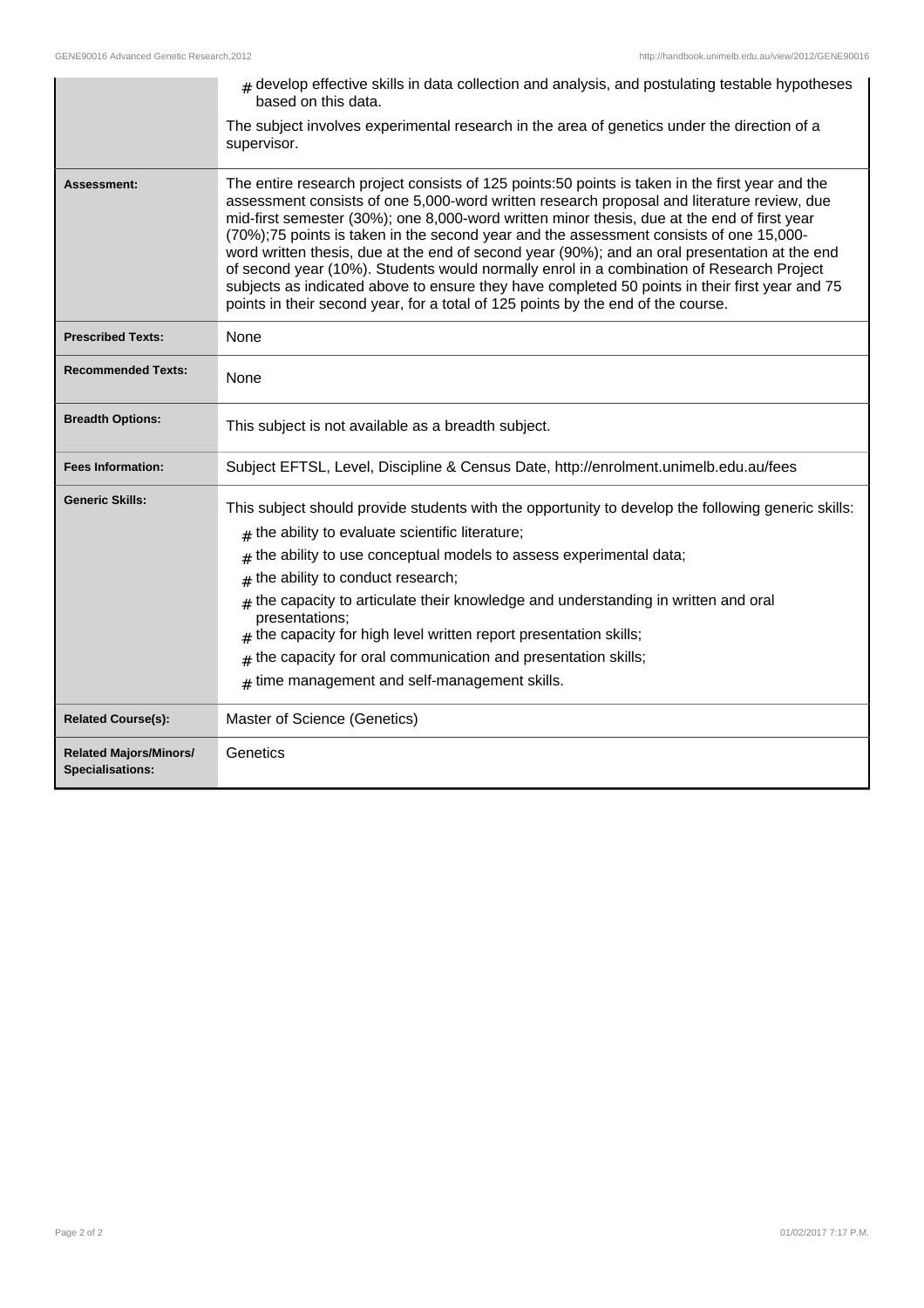| | |
|---|---|
| | # develop effective skills in data collection and analysis, and postulating testable hypotheses based on this data.<br><br>The subject involves experimental research in the area of genetics under the direction of a supervisor. |
| **Assessment:** | The entire research project consists of 125 points:50 points is taken in the first year and the assessment consists of one 5,000-word written research proposal and literature review, due mid-first semester (30%); one 8,000-word written minor thesis, due at the end of first year (70%);75 points is taken in the second year and the assessment consists of one 15,000-word written thesis, due at the end of second year (90%); and an oral presentation at the end of second year (10%). Students would normally enrol in a combination of Research Project subjects as indicated above to ensure they have completed 50 points in their first year and 75 points in their second year, for a total of 125 points by the end of the course. |
| **Prescribed Texts:** | None |
| **Recommended Texts:** | None |
| **Breadth Options:** | This subject is not available as a breadth subject. |
| **Fees Information:** | Subject EFTSL, Level, Discipline & Census Date, http://enrolment.unimelb.edu.au/fees |
| **Generic Skills:** | This subject should provide students with the opportunity to develop the following generic skills:<br># the ability to evaluate scientific literature;<br># the ability to use conceptual models to assess experimental data;<br># the ability to conduct research;<br># the capacity to articulate their knowledge and understanding in written and oral presentations;<br># the capacity for high level written report presentation skills;<br># the capacity for oral communication and presentation skills;<br># time management and self-management skills. |
| **Related Course(s):** | Master of Science (Genetics) |
| **Related Majors/Minors/ Specialisations:** | Genetics |